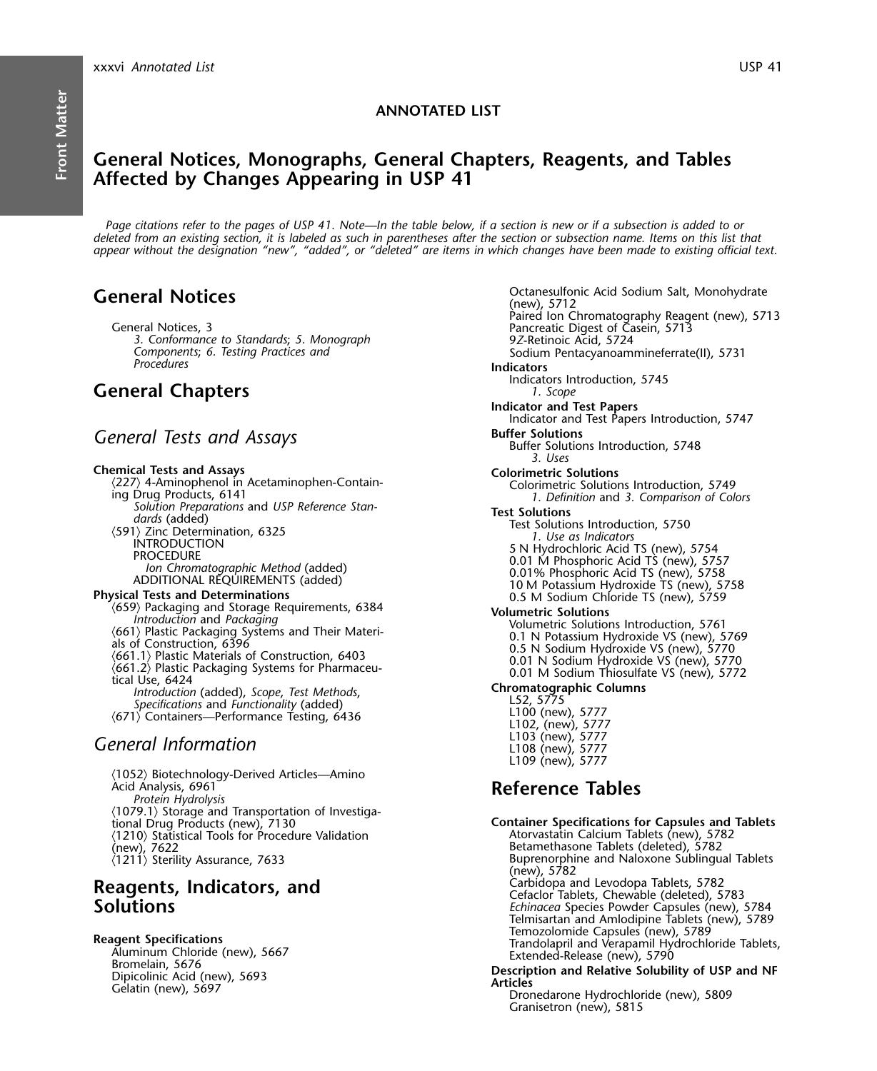# ANNOTATED LIST

## General Notices, Monographs, General Chapters, Reagents, and Tables Affected by Changes Appearing in USP 41

*Page citations refer to the pages of USP 41. Note—In the table below, if a section is new or if a subsection is added to or deleted from an existing section, it is labeled as such in parentheses after the section or subsection name. Items on this list that appear without the designation "new", "added", or "deleted" are items in which changes have been made to existing official text.*

## General Notices

General Notices, 3
- *3. Conformance to Standards*; *5. Monograph Components*; *6. Testing Practices and Procedures*

## General Chapters

### *General Tests and Assays*

**Chemical Tests and Assays**
- ⟨227⟩ 4-Aminophenol in Acetaminophen-Containing Drug Products, 6141
  - *Solution Preparations* and *USP Reference Standards* (added)
- ⟨591⟩ Zinc Determination, 6325
  - INTRODUCTION
  - PROCEDURE
    - *Ion Chromatographic Method* (added)
  - ADDITIONAL REQUIREMENTS (added)

**Physical Tests and Determinations**
- ⟨659⟩ Packaging and Storage Requirements, 6384
  - *Introduction* and *Packaging*
- ⟨661⟩ Plastic Packaging Systems and Their Materials of Construction, 6396
- ⟨661.1⟩ Plastic Materials of Construction, 6403
- ⟨661.2⟩ Plastic Packaging Systems for Pharmaceutical Use, 6424
  - *Introduction* (added), *Scope*, *Test Methods*, *Specifications* and *Functionality* (added)
- ⟨671⟩ Containers—Performance Testing, 6436

### *General Information*

- ⟨1052⟩ Biotechnology-Derived Articles—Amino Acid Analysis, 6961
  - *Protein Hydrolysis*
- ⟨1079.1⟩ Storage and Transportation of Investigational Drug Products (new), 7130
- ⟨1210⟩ Statistical Tools for Procedure Validation (new), 7622
- ⟨1211⟩ Sterility Assurance, 7633

## Reagents, Indicators, and Solutions

**Reagent Specifications**
- Aluminum Chloride (new), 5667
- Bromelain, 5676
- Dipicolinic Acid (new), 5693
- Gelatin (new), 5697
- Octanesulfonic Acid Sodium Salt, Monohydrate (new), 5712
- Paired Ion Chromatography Reagent (new), 5713
- Pancreatic Digest of Casein, 5713
- 9Z-Retinoic Acid, 5724
- Sodium Pentacyanoammineferrate(II), 5731

**Indicators**
- Indicators Introduction, 5745
  - *1. Scope*

**Indicator and Test Papers**
- Indicator and Test Papers Introduction, 5747

**Buffer Solutions**
- Buffer Solutions Introduction, 5748
  - *3. Uses*

**Colorimetric Solutions**
- Colorimetric Solutions Introduction, 5749
  - *1. Definition* and *3. Comparison of Colors*

**Test Solutions**
- Test Solutions Introduction, 5750
  - *1. Use as Indicators*
- 5 N Hydrochloric Acid TS (new), 5754
- 0.01 M Phosphoric Acid TS (new), 5757
- 0.01% Phosphoric Acid TS (new), 5758
- 10 M Potassium Hydroxide TS (new), 5758
- 0.5 M Sodium Chloride TS (new), 5759

**Volumetric Solutions**
- Volumetric Solutions Introduction, 5761
- 0.1 N Potassium Hydroxide VS (new), 5769
- 0.5 N Sodium Hydroxide VS (new), 5770
- 0.01 N Sodium Hydroxide VS (new), 5770
- 0.01 M Sodium Thiosulfate VS (new), 5772

**Chromatographic Columns**
- L52, 5775
- L100 (new), 5777
- L102, (new), 5777
- L103 (new), 5777
- L108 (new), 5777
- L109 (new), 5777

## Reference Tables

**Container Specifications for Capsules and Tablets**
- Atorvastatin Calcium Tablets (new), 5782
- Betamethasone Tablets (deleted), 5782
- Buprenorphine and Naloxone Sublingual Tablets (new), 5782
- Carbidopa and Levodopa Tablets, 5782
- Cefaclor Tablets, Chewable (deleted), 5783
- *Echinacea* Species Powder Capsules (new), 5784
- Telmisartan and Amlodipine Tablets (new), 5789
- Temozolomide Capsules (new), 5789
- Trandolapril and Verapamil Hydrochloride Tablets, Extended-Release (new), 5790

**Description and Relative Solubility of USP and NF Articles**
- Dronedarone Hydrochloride (new), 5809
- Granisetron (new), 5815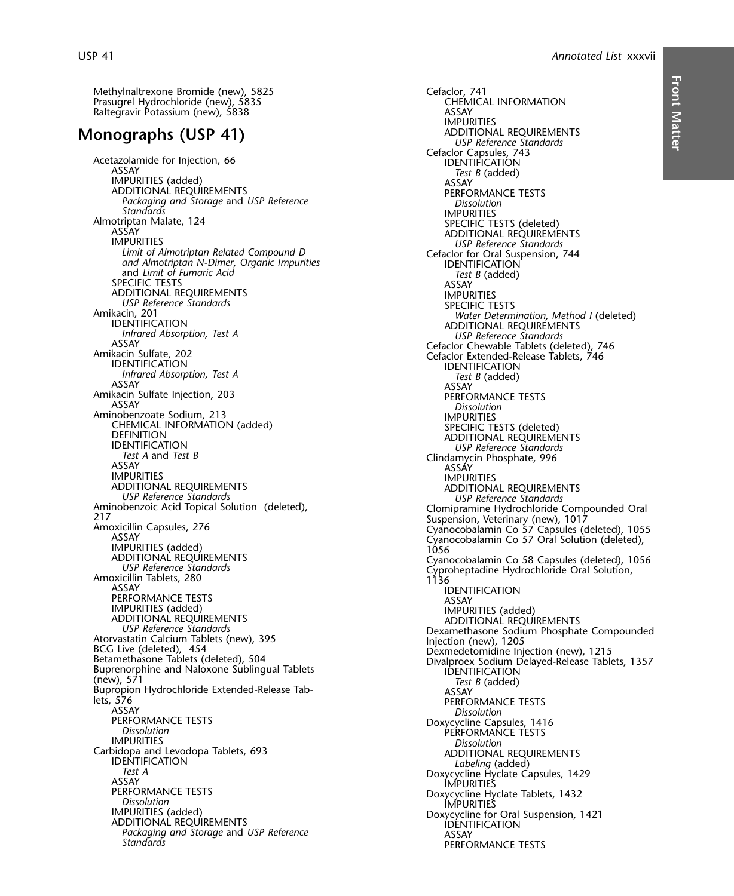Methylnaltrexone Bromide (new), 5825
Prasugrel Hydrochloride (new), 5835
Raltegravir Potassium (new), 5838

## Monographs (USP 41)

Acetazolamide for Injection, 66
- ASSAY
- IMPURITIES (added)
- ADDITIONAL REQUIREMENTS
  - *Packaging and Storage* and *USP Reference Standards*

Almotriptan Malate, 124
- ASSAY
- IMPURITIES
  - *Limit of Almotriptan Related Compound D and Almotriptan N-Dimer*, *Organic Impurities* and *Limit of Fumaric Acid*
- SPECIFIC TESTS
- ADDITIONAL REQUIREMENTS
  - *USP Reference Standards*

Amikacin, 201
- IDENTIFICATION
  - *Infrared Absorption, Test A*
- ASSAY

Amikacin Sulfate, 202
- IDENTIFICATION
  - *Infrared Absorption, Test A*
- ASSAY

Amikacin Sulfate Injection, 203
- ASSAY

Aminobenzoate Sodium, 213
- CHEMICAL INFORMATION (added)
- DEFINITION
- IDENTIFICATION
  - *Test A* and *Test B*
- ASSAY
- IMPURITIES
- ADDITIONAL REQUIREMENTS
  - *USP Reference Standards*

Aminobenzoic Acid Topical Solution (deleted), 217

Amoxicillin Capsules, 276
- ASSAY
- IMPURITIES (added)
- ADDITIONAL REQUIREMENTS
  - *USP Reference Standards*

Amoxicillin Tablets, 280
- ASSAY
- PERFORMANCE TESTS
- IMPURITIES (added)
- ADDITIONAL REQUIREMENTS
  - *USP Reference Standards*

Atorvastatin Calcium Tablets (new), 395

BCG Live (deleted), 454

Betamethasone Tablets (deleted), 504

Buprenorphine and Naloxone Sublingual Tablets (new), 571

Bupropion Hydrochloride Extended-Release Tablets, 576
- ASSAY
- PERFORMANCE TESTS
  - *Dissolution*
- IMPURITIES

Carbidopa and Levodopa Tablets, 693
- IDENTIFICATION
  - *Test A*
- ASSAY
- PERFORMANCE TESTS
  - *Dissolution*
- IMPURITIES (added)
- ADDITIONAL REQUIREMENTS
  - *Packaging and Storage* and *USP Reference Standards*

Cefaclor, 741
- CHEMICAL INFORMATION
- ASSAY
- IMPURITIES
- ADDITIONAL REQUIREMENTS
  - *USP Reference Standards*

Cefaclor Capsules, 743
- IDENTIFICATION
  - *Test B* (added)
- ASSAY
- PERFORMANCE TESTS
  - *Dissolution*
- IMPURITIES
- SPECIFIC TESTS (deleted)
- ADDITIONAL REQUIREMENTS
  - *USP Reference Standards*

Cefaclor for Oral Suspension, 744
- IDENTIFICATION
  - *Test B* (added)
- ASSAY
- IMPURITIES
- SPECIFIC TESTS
  - *Water Determination, Method I* (deleted)
- ADDITIONAL REQUIREMENTS
  - *USP Reference Standards*

Cefaclor Chewable Tablets (deleted), 746

Cefaclor Extended-Release Tablets, 746
- IDENTIFICATION
  - *Test B* (added)
- ASSAY
- PERFORMANCE TESTS
  - *Dissolution*
- IMPURITIES
- SPECIFIC TESTS (deleted)
- ADDITIONAL REQUIREMENTS
  - *USP Reference Standards*

Clindamycin Phosphate, 996
- ASSAY
- IMPURITIES
- ADDITIONAL REQUIREMENTS
  - *USP Reference Standards*

Clomipramine Hydrochloride Compounded Oral Suspension, Veterinary (new), 1017

Cyanocobalamin Co 57 Capsules (deleted), 1055

Cyanocobalamin Co 57 Oral Solution (deleted), 1056

Cyanocobalamin Co 58 Capsules (deleted), 1056

Cyproheptadine Hydrochloride Oral Solution, 1136
- IDENTIFICATION
- ASSAY
- IMPURITIES (added)
- ADDITIONAL REQUIREMENTS

Dexamethasone Sodium Phosphate Compounded Injection (new), 1205

Dexmedetomidine Injection (new), 1215

Divalproex Sodium Delayed-Release Tablets, 1357
- IDENTIFICATION
  - *Test B* (added)
- ASSAY
- PERFORMANCE TESTS
  - *Dissolution*

Doxycycline Capsules, 1416
- PERFORMANCE TESTS
  - *Dissolution*
- ADDITIONAL REQUIREMENTS
  - *Labeling* (added)

Doxycycline Hyclate Capsules, 1429
- IMPURITIES

Doxycycline Hyclate Tablets, 1432
- IMPURITIES

Doxycycline for Oral Suspension, 1421
- IDENTIFICATION
- ASSAY
- PERFORMANCE TESTS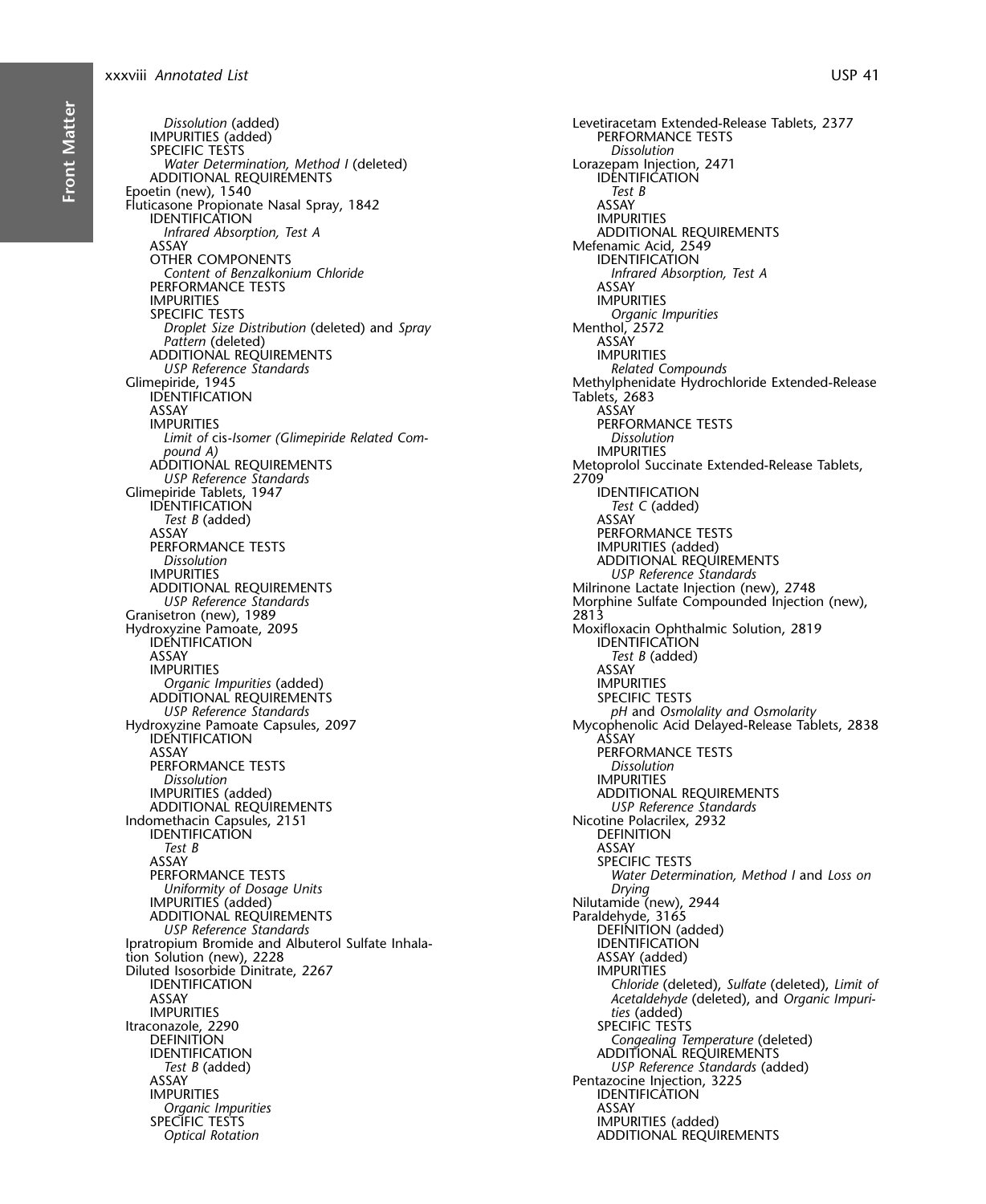*Dissolution* (added)
IMPURITIES (added)
SPECIFIC TESTS
*Water Determination, Method I* (deleted)
ADDITIONAL REQUIREMENTS

Epoetin (new), 1540

Fluticasone Propionate Nasal Spray, 1842
IDENTIFICATION
*Infrared Absorption, Test A*
ASSAY
OTHER COMPONENTS
*Content of Benzalkonium Chloride*
PERFORMANCE TESTS
IMPURITIES
SPECIFIC TESTS
*Droplet Size Distribution* (deleted) and *Spray Pattern* (deleted)
ADDITIONAL REQUIREMENTS
*USP Reference Standards*

Glimepiride, 1945
IDENTIFICATION
ASSAY
IMPURITIES
*Limit of* cis-*Isomer (Glimepiride Related Compound A)*
ADDITIONAL REQUIREMENTS
*USP Reference Standards*

Glimepiride Tablets, 1947
IDENTIFICATION
*Test B* (added)
ASSAY
PERFORMANCE TESTS
*Dissolution*
IMPURITIES
ADDITIONAL REQUIREMENTS
*USP Reference Standards*

Granisetron (new), 1989

Hydroxyzine Pamoate, 2095
IDENTIFICATION
ASSAY
IMPURITIES
*Organic Impurities* (added)
ADDITIONAL REQUIREMENTS
*USP Reference Standards*

Hydroxyzine Pamoate Capsules, 2097
IDENTIFICATION
ASSAY
PERFORMANCE TESTS
*Dissolution*
IMPURITIES (added)
ADDITIONAL REQUIREMENTS

Indomethacin Capsules, 2151
IDENTIFICATION
*Test B*
ASSAY
PERFORMANCE TESTS
*Uniformity of Dosage Units*
IMPURITIES (added)
ADDITIONAL REQUIREMENTS
*USP Reference Standards*

Ipratropium Bromide and Albuterol Sulfate Inhalation Solution (new), 2228

Diluted Isosorbide Dinitrate, 2267
IDENTIFICATION
ASSAY
IMPURITIES

Itraconazole, 2290
DEFINITION
IDENTIFICATION
*Test B* (added)
ASSAY
IMPURITIES
*Organic Impurities*
SPECIFIC TESTS
*Optical Rotation*

Levetiracetam Extended-Release Tablets, 2377
PERFORMANCE TESTS
*Dissolution*

Lorazepam Injection, 2471
IDENTIFICATION
*Test B*
ASSAY
IMPURITIES
ADDITIONAL REQUIREMENTS

Mefenamic Acid, 2549
IDENTIFICATION
*Infrared Absorption, Test A*
ASSAY
IMPURITIES
*Organic Impurities*

Menthol, 2572
ASSAY
IMPURITIES
*Related Compounds*

Methylphenidate Hydrochloride Extended-Release Tablets, 2683
ASSAY
PERFORMANCE TESTS
*Dissolution*
IMPURITIES

Metoprolol Succinate Extended-Release Tablets, 2709
IDENTIFICATION
*Test C* (added)
ASSAY
PERFORMANCE TESTS
IMPURITIES (added)
ADDITIONAL REQUIREMENTS
*USP Reference Standards*

Milrinone Lactate Injection (new), 2748

Morphine Sulfate Compounded Injection (new), 2813

Moxifloxacin Ophthalmic Solution, 2819
IDENTIFICATION
*Test B* (added)
ASSAY
IMPURITIES
SPECIFIC TESTS
*pH* and *Osmolality and Osmolarity*

Mycophenolic Acid Delayed-Release Tablets, 2838
ASSAY
PERFORMANCE TESTS
*Dissolution*
IMPURITIES
ADDITIONAL REQUIREMENTS
*USP Reference Standards*

Nicotine Polacrilex, 2932
DEFINITION
ASSAY
SPECIFIC TESTS
*Water Determination, Method I* and *Loss on Drying*

Nilutamide (new), 2944

Paraldehyde, 3165
DEFINITION (added)
IDENTIFICATION
ASSAY (added)
IMPURITIES
*Chloride* (deleted), *Sulfate* (deleted), *Limit of Acetaldehyde* (deleted), and *Organic Impurities* (added)
SPECIFIC TESTS
*Congealing Temperature* (deleted)
ADDITIONAL REQUIREMENTS
*USP Reference Standards* (added)

Pentazocine Injection, 3225
IDENTIFICATION
ASSAY
IMPURITIES (added)
ADDITIONAL REQUIREMENTS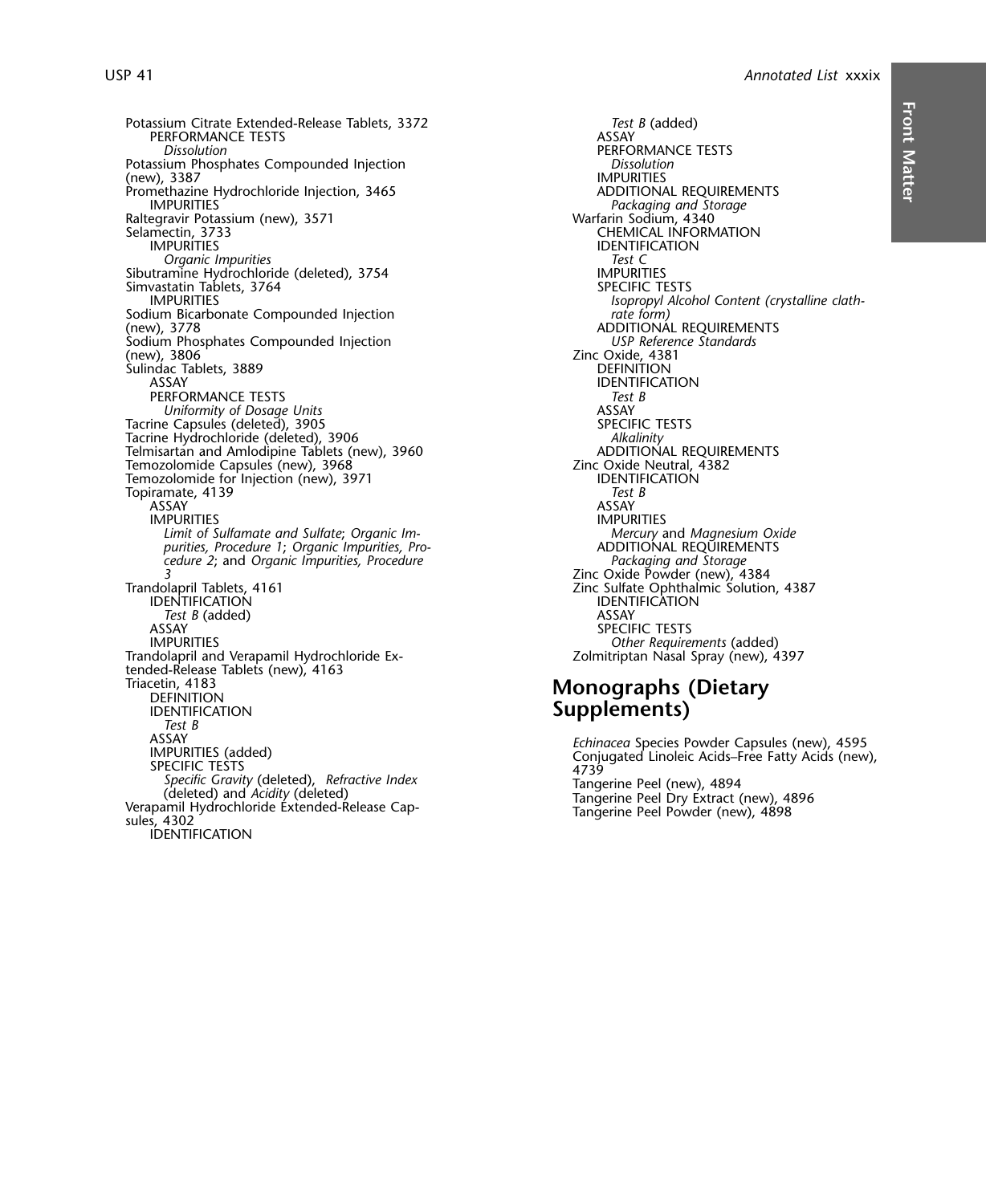Potassium Citrate Extended-Release Tablets, 3372
- PERFORMANCE TESTS
  - *Dissolution*

Potassium Phosphates Compounded Injection (new), 3387

Promethazine Hydrochloride Injection, 3465
- IMPURITIES

Raltegravir Potassium (new), 3571

Selamectin, 3733
- IMPURITIES
  - *Organic Impurities*

Sibutramine Hydrochloride (deleted), 3754

Simvastatin Tablets, 3764
- IMPURITIES

Sodium Bicarbonate Compounded Injection (new), 3778

Sodium Phosphates Compounded Injection (new), 3806

Sulindac Tablets, 3889
- ASSAY
- PERFORMANCE TESTS
  - *Uniformity of Dosage Units*

Tacrine Capsules (deleted), 3905

Tacrine Hydrochloride (deleted), 3906

Telmisartan and Amlodipine Tablets (new), 3960

Temozolomide Capsules (new), 3968

Temozolomide for Injection (new), 3971

Topiramate, 4139
- ASSAY
- IMPURITIES
  - *Limit of Sulfamate and Sulfate*; *Organic Impurities, Procedure 1*; *Organic Impurities, Procedure 2*; and *Organic Impurities, Procedure 3*

Trandolapril Tablets, 4161
- IDENTIFICATION
  - *Test B* (added)
- ASSAY
- IMPURITIES

Trandolapril and Verapamil Hydrochloride Extended-Release Tablets (new), 4163

Triacetin, 4183
- DEFINITION
- IDENTIFICATION
  - *Test B*
- ASSAY
- IMPURITIES (added)
- SPECIFIC TESTS
  - *Specific Gravity* (deleted), *Refractive Index* (deleted) and *Acidity* (deleted)

Verapamil Hydrochloride Extended-Release Capsules, 4302
- IDENTIFICATION
  - *Test B* (added)
- ASSAY
- PERFORMANCE TESTS
  - *Dissolution*
- IMPURITIES
- ADDITIONAL REQUIREMENTS
  - *Packaging and Storage*

Warfarin Sodium, 4340
- CHEMICAL INFORMATION
- IDENTIFICATION
  - *Test C*
- IMPURITIES
- SPECIFIC TESTS
  - *Isopropyl Alcohol Content (crystalline clathrate form)*
- ADDITIONAL REQUIREMENTS
  - *USP Reference Standards*

Zinc Oxide, 4381
- DEFINITION
- IDENTIFICATION
  - *Test B*
- ASSAY
- SPECIFIC TESTS
  - *Alkalinity*
- ADDITIONAL REQUIREMENTS

Zinc Oxide Neutral, 4382
- IDENTIFICATION
  - *Test B*
- ASSAY
- IMPURITIES
  - *Mercury* and *Magnesium Oxide*
- ADDITIONAL REQUIREMENTS
  - *Packaging and Storage*

Zinc Oxide Powder (new), 4384

Zinc Sulfate Ophthalmic Solution, 4387
- IDENTIFICATION
- ASSAY
- SPECIFIC TESTS
  - *Other Requirements* (added)

Zolmitriptan Nasal Spray (new), 4397

## Monographs (Dietary Supplements)

*Echinacea* Species Powder Capsules (new), 4595

Conjugated Linoleic Acids–Free Fatty Acids (new), 4739

Tangerine Peel (new), 4894

Tangerine Peel Dry Extract (new), 4896

Tangerine Peel Powder (new), 4898